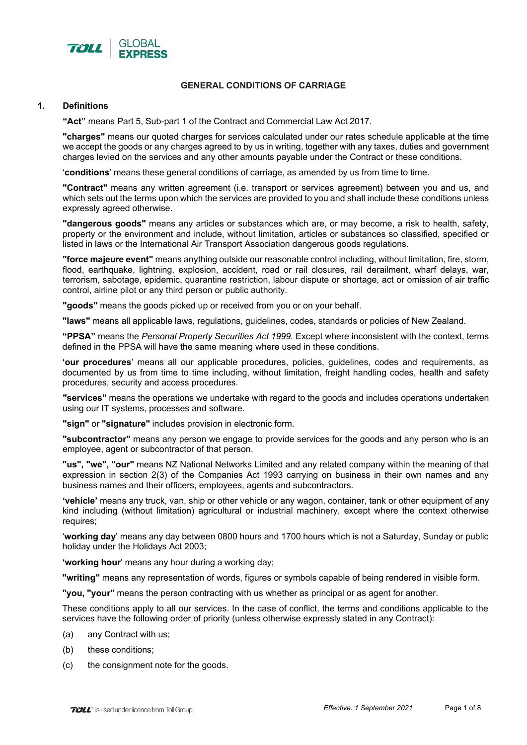TOLL | GLOBAL EXPRESS

# GENERAL CONDITIONS OF CARRIAGE

## 1. Definitions

**"Act"** means Part 5, Sub-part 1 of the Contract and Commercial Law Act 2017.

**"charges"** means our quoted charges for services calculated under our rates schedule applicable at the time we accept the goods or any charges agreed to by us in writing, together with any taxes, duties and government charges levied on the services and any other amounts payable under the Contract or these conditions.

'**conditions**' means these general conditions of carriage, as amended by us from time to time.

**"Contract"** means any written agreement (i.e. transport or services agreement) between you and us, and which sets out the terms upon which the services are provided to you and shall include these conditions unless expressly agreed otherwise.

**"dangerous goods"** means any articles or substances which are, or may become, a risk to health, safety, property or the environment and include, without limitation, articles or substances so classified, specified or listed in laws or the International Air Transport Association dangerous goods regulations.

**"force majeure event"** means anything outside our reasonable control including, without limitation, fire, storm, flood, earthquake, lightning, explosion, accident, road or rail closures, rail derailment, wharf delays, war, terrorism, sabotage, epidemic, quarantine restriction, labour dispute or shortage, act or omission of air traffic control, airline pilot or any third person or public authority.

**"goods"** means the goods picked up or received from you or on your behalf.

**"laws"** means all applicable laws, regulations, guidelines, codes, standards or policies of New Zealand.

**"PPSA"** means the *Personal Property Securities Act 1999.* Except where inconsistent with the context, terms defined in the PPSA will have the same meaning where used in these conditions.

**'our procedures**' means all our applicable procedures, policies, guidelines, codes and requirements, as documented by us from time to time including, without limitation, freight handling codes, health and safety procedures, security and access procedures.

**"services"** means the operations we undertake with regard to the goods and includes operations undertaken using our IT systems, processes and software.

**"sign"** or **"signature"** includes provision in electronic form.

**"subcontractor"** means any person we engage to provide services for the goods and any person who is an employee, agent or subcontractor of that person.

**"us", "we", "our"** means NZ National Networks Limited and any related company within the meaning of that expression in section 2(3) of the Companies Act 1993 carrying on business in their own names and any business names and their officers, employees, agents and subcontractors.

**'vehicle'** means any truck, van, ship or other vehicle or any wagon, container, tank or other equipment of any kind including (without limitation) agricultural or industrial machinery, except where the context otherwise requires;

'**working day**' means any day between 0800 hours and 1700 hours which is not a Saturday, Sunday or public holiday under the Holidays Act 2003;

**'working hour**' means any hour during a working day;

**"writing"** means any representation of words, figures or symbols capable of being rendered in visible form.

**"you, "your"** means the person contracting with us whether as principal or as agent for another.

These conditions apply to all our services. In the case of conflict, the terms and conditions applicable to the services have the following order of priority (unless otherwise expressly stated in any Contract):

(a) any Contract with us;

(b) these conditions;

(c) the consignment note for the goods.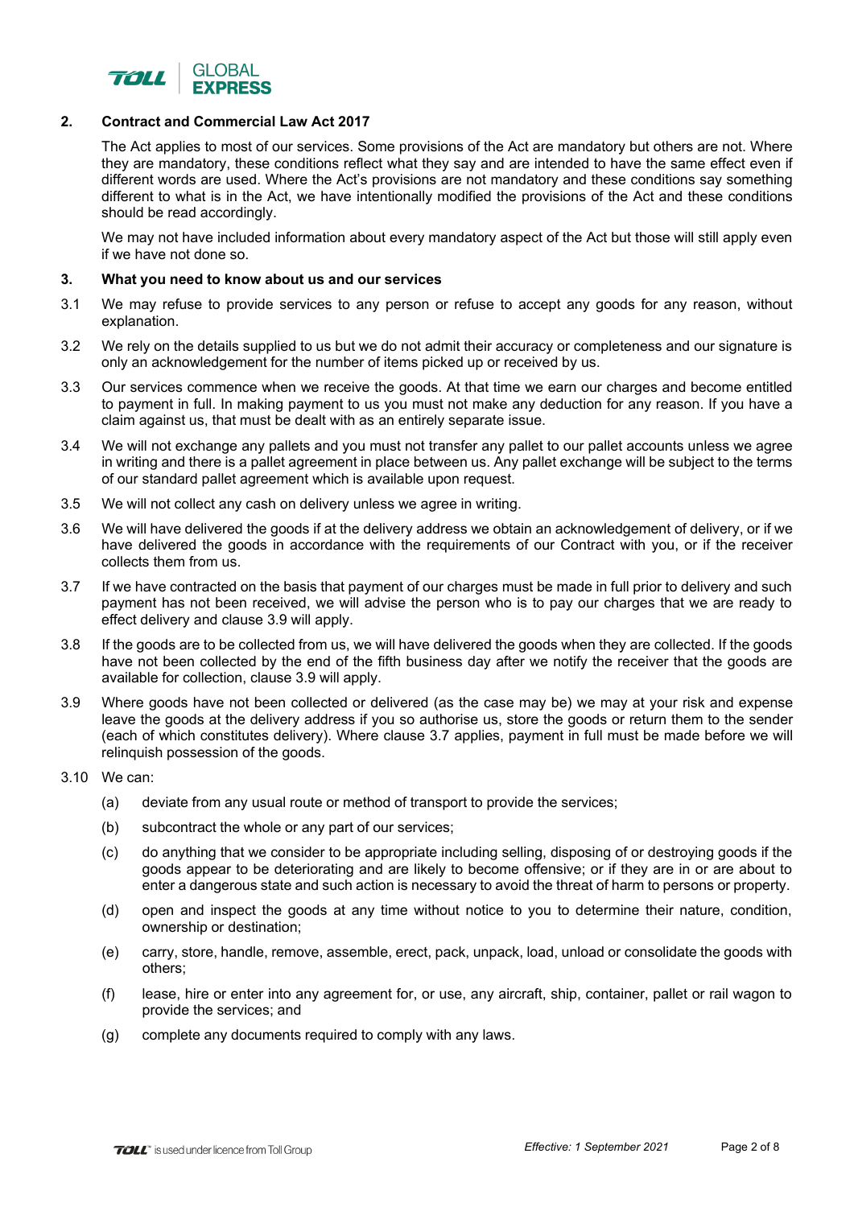## 2. Contract and Commercial Law Act 2017

The Act applies to most of our services. Some provisions of the Act are mandatory but others are not. Where they are mandatory, these conditions reflect what they say and are intended to have the same effect even if different words are used. Where the Act's provisions are not mandatory and these conditions say something different to what is in the Act, we have intentionally modified the provisions of the Act and these conditions should be read accordingly.

We may not have included information about every mandatory aspect of the Act but those will still apply even if we have not done so.

## 3. What you need to know about us and our services

3.1 We may refuse to provide services to any person or refuse to accept any goods for any reason, without explanation.

3.2 We rely on the details supplied to us but we do not admit their accuracy or completeness and our signature is only an acknowledgement for the number of items picked up or received by us.

3.3 Our services commence when we receive the goods. At that time we earn our charges and become entitled to payment in full. In making payment to us you must not make any deduction for any reason. If you have a claim against us, that must be dealt with as an entirely separate issue.

3.4 We will not exchange any pallets and you must not transfer any pallet to our pallet accounts unless we agree in writing and there is a pallet agreement in place between us. Any pallet exchange will be subject to the terms of our standard pallet agreement which is available upon request.

3.5 We will not collect any cash on delivery unless we agree in writing.

3.6 We will have delivered the goods if at the delivery address we obtain an acknowledgement of delivery, or if we have delivered the goods in accordance with the requirements of our Contract with you, or if the receiver collects them from us.

3.7 If we have contracted on the basis that payment of our charges must be made in full prior to delivery and such payment has not been received, we will advise the person who is to pay our charges that we are ready to effect delivery and clause 3.9 will apply.

3.8 If the goods are to be collected from us, we will have delivered the goods when they are collected. If the goods have not been collected by the end of the fifth business day after we notify the receiver that the goods are available for collection, clause 3.9 will apply.

3.9 Where goods have not been collected or delivered (as the case may be) we may at your risk and expense leave the goods at the delivery address if you so authorise us, store the goods or return them to the sender (each of which constitutes delivery). Where clause 3.7 applies, payment in full must be made before we will relinquish possession of the goods.

3.10 We can:

(a) deviate from any usual route or method of transport to provide the services;

(b) subcontract the whole or any part of our services;

(c) do anything that we consider to be appropriate including selling, disposing of or destroying goods if the goods appear to be deteriorating and are likely to become offensive; or if they are in or are about to enter a dangerous state and such action is necessary to avoid the threat of harm to persons or property.

(d) open and inspect the goods at any time without notice to you to determine their nature, condition, ownership or destination;

(e) carry, store, handle, remove, assemble, erect, pack, unpack, load, unload or consolidate the goods with others;

(f) lease, hire or enter into any agreement for, or use, any aircraft, ship, container, pallet or rail wagon to provide the services; and

(g) complete any documents required to comply with any laws.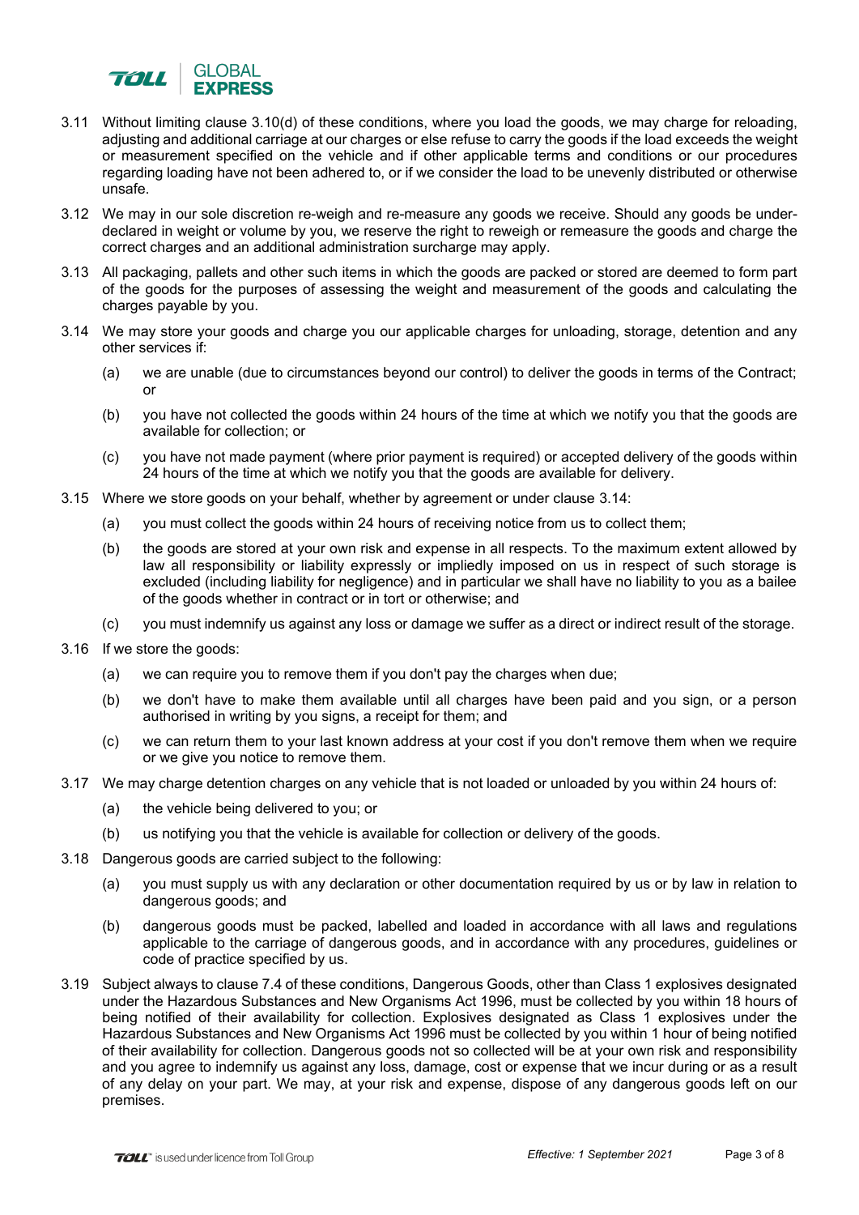3.11 Without limiting clause 3.10(d) of these conditions, where you load the goods, we may charge for reloading, adjusting and additional carriage at our charges or else refuse to carry the goods if the load exceeds the weight or measurement specified on the vehicle and if other applicable terms and conditions or our procedures regarding loading have not been adhered to, or if we consider the load to be unevenly distributed or otherwise unsafe.

3.12 We may in our sole discretion re-weigh and re-measure any goods we receive. Should any goods be under-declared in weight or volume by you, we reserve the right to reweigh or remeasure the goods and charge the correct charges and an additional administration surcharge may apply.

3.13 All packaging, pallets and other such items in which the goods are packed or stored are deemed to form part of the goods for the purposes of assessing the weight and measurement of the goods and calculating the charges payable by you.

3.14 We may store your goods and charge you our applicable charges for unloading, storage, detention and any other services if:

(a) we are unable (due to circumstances beyond our control) to deliver the goods in terms of the Contract; or

(b) you have not collected the goods within 24 hours of the time at which we notify you that the goods are available for collection; or

(c) you have not made payment (where prior payment is required) or accepted delivery of the goods within 24 hours of the time at which we notify you that the goods are available for delivery.

3.15 Where we store goods on your behalf, whether by agreement or under clause 3.14:

(a) you must collect the goods within 24 hours of receiving notice from us to collect them;

(b) the goods are stored at your own risk and expense in all respects. To the maximum extent allowed by law all responsibility or liability expressly or impliedly imposed on us in respect of such storage is excluded (including liability for negligence) and in particular we shall have no liability to you as a bailee of the goods whether in contract or in tort or otherwise; and

(c) you must indemnify us against any loss or damage we suffer as a direct or indirect result of the storage.

3.16 If we store the goods:

(a) we can require you to remove them if you don't pay the charges when due;

(b) we don't have to make them available until all charges have been paid and you sign, or a person authorised in writing by you signs, a receipt for them; and

(c) we can return them to your last known address at your cost if you don't remove them when we require or we give you notice to remove them.

3.17 We may charge detention charges on any vehicle that is not loaded or unloaded by you within 24 hours of:

(a) the vehicle being delivered to you; or

(b) us notifying you that the vehicle is available for collection or delivery of the goods.

3.18 Dangerous goods are carried subject to the following:

(a) you must supply us with any declaration or other documentation required by us or by law in relation to dangerous goods; and

(b) dangerous goods must be packed, labelled and loaded in accordance with all laws and regulations applicable to the carriage of dangerous goods, and in accordance with any procedures, guidelines or code of practice specified by us.

3.19 Subject always to clause 7.4 of these conditions, Dangerous Goods, other than Class 1 explosives designated under the Hazardous Substances and New Organisms Act 1996, must be collected by you within 18 hours of being notified of their availability for collection. Explosives designated as Class 1 explosives under the Hazardous Substances and New Organisms Act 1996 must be collected by you within 1 hour of being notified of their availability for collection. Dangerous goods not so collected will be at your own risk and responsibility and you agree to indemnify us against any loss, damage, cost or expense that we incur during or as a result of any delay on your part. We may, at your risk and expense, dispose of any dangerous goods left on our premises.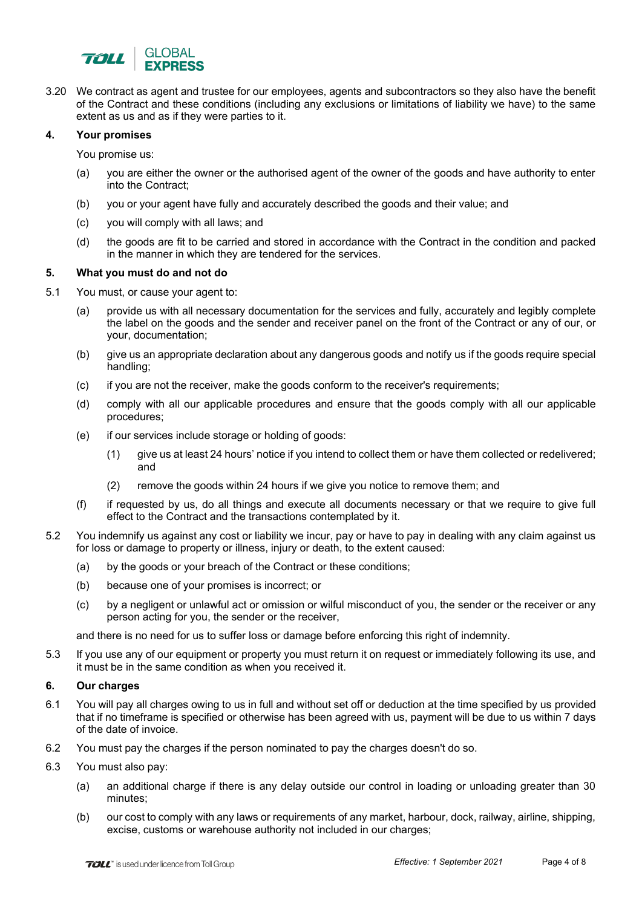3.20 We contract as agent and trustee for our employees, agents and subcontractors so they also have the benefit of the Contract and these conditions (including any exclusions or limitations of liability we have) to the same extent as us and as if they were parties to it.

## 4. Your promises

You promise us:

(a) you are either the owner or the authorised agent of the owner of the goods and have authority to enter into the Contract;

(b) you or your agent have fully and accurately described the goods and their value; and

(c) you will comply with all laws; and

(d) the goods are fit to be carried and stored in accordance with the Contract in the condition and packed in the manner in which they are tendered for the services.

## 5. What you must do and not do

5.1 You must, or cause your agent to:

(a) provide us with all necessary documentation for the services and fully, accurately and legibly complete the label on the goods and the sender and receiver panel on the front of the Contract or any of our, or your, documentation;

(b) give us an appropriate declaration about any dangerous goods and notify us if the goods require special handling;

(c) if you are not the receiver, make the goods conform to the receiver's requirements;

(d) comply with all our applicable procedures and ensure that the goods comply with all our applicable procedures;

(e) if our services include storage or holding of goods:

(1) give us at least 24 hours' notice if you intend to collect them or have them collected or redelivered; and

(2) remove the goods within 24 hours if we give you notice to remove them; and

(f) if requested by us, do all things and execute all documents necessary or that we require to give full effect to the Contract and the transactions contemplated by it.

5.2 You indemnify us against any cost or liability we incur, pay or have to pay in dealing with any claim against us for loss or damage to property or illness, injury or death, to the extent caused:

(a) by the goods or your breach of the Contract or these conditions;

(b) because one of your promises is incorrect; or

(c) by a negligent or unlawful act or omission or wilful misconduct of you, the sender or the receiver or any person acting for you, the sender or the receiver,

and there is no need for us to suffer loss or damage before enforcing this right of indemnity.

5.3 If you use any of our equipment or property you must return it on request or immediately following its use, and it must be in the same condition as when you received it.

## 6. Our charges

6.1 You will pay all charges owing to us in full and without set off or deduction at the time specified by us provided that if no timeframe is specified or otherwise has been agreed with us, payment will be due to us within 7 days of the date of invoice.

6.2 You must pay the charges if the person nominated to pay the charges doesn't do so.

6.3 You must also pay:

(a) an additional charge if there is any delay outside our control in loading or unloading greater than 30 minutes;

(b) our cost to comply with any laws or requirements of any market, harbour, dock, railway, airline, shipping, excise, customs or warehouse authority not included in our charges;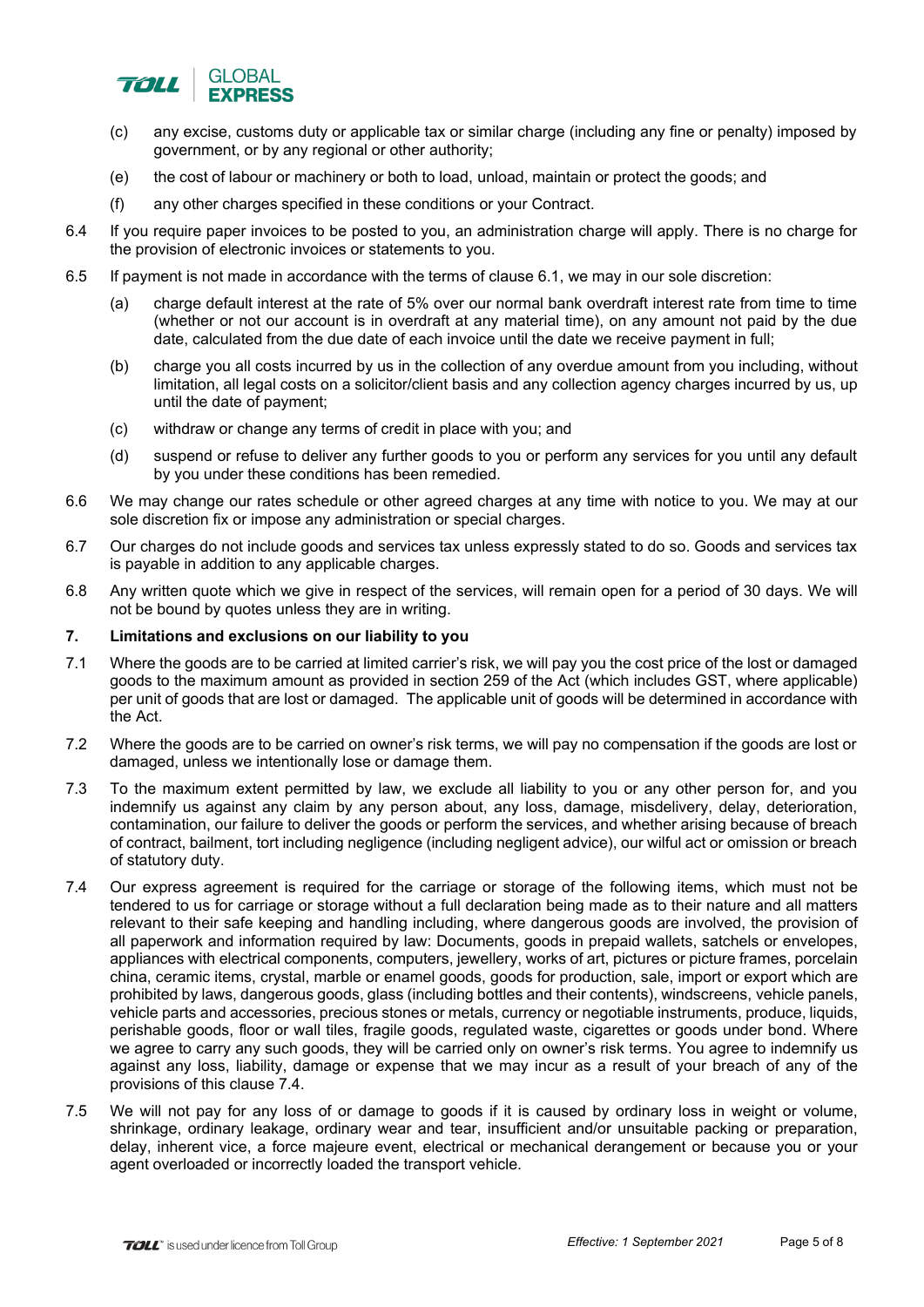(c) any excise, customs duty or applicable tax or similar charge (including any fine or penalty) imposed by government, or by any regional or other authority;

(e) the cost of labour or machinery or both to load, unload, maintain or protect the goods; and

(f) any other charges specified in these conditions or your Contract.

6.4 If you require paper invoices to be posted to you, an administration charge will apply. There is no charge for the provision of electronic invoices or statements to you.

6.5 If payment is not made in accordance with the terms of clause 6.1, we may in our sole discretion:

(a) charge default interest at the rate of 5% over our normal bank overdraft interest rate from time to time (whether or not our account is in overdraft at any material time), on any amount not paid by the due date, calculated from the due date of each invoice until the date we receive payment in full;

(b) charge you all costs incurred by us in the collection of any overdue amount from you including, without limitation, all legal costs on a solicitor/client basis and any collection agency charges incurred by us, up until the date of payment;

(c) withdraw or change any terms of credit in place with you; and

(d) suspend or refuse to deliver any further goods to you or perform any services for you until any default by you under these conditions has been remedied.

6.6 We may change our rates schedule or other agreed charges at any time with notice to you. We may at our sole discretion fix or impose any administration or special charges.

6.7 Our charges do not include goods and services tax unless expressly stated to do so. Goods and services tax is payable in addition to any applicable charges.

6.8 Any written quote which we give in respect of the services, will remain open for a period of 30 days. We will not be bound by quotes unless they are in writing.

## 7. Limitations and exclusions on our liability to you

7.1 Where the goods are to be carried at limited carrier's risk, we will pay you the cost price of the lost or damaged goods to the maximum amount as provided in section 259 of the Act (which includes GST, where applicable) per unit of goods that are lost or damaged. The applicable unit of goods will be determined in accordance with the Act.

7.2 Where the goods are to be carried on owner's risk terms, we will pay no compensation if the goods are lost or damaged, unless we intentionally lose or damage them.

7.3 To the maximum extent permitted by law, we exclude all liability to you or any other person for, and you indemnify us against any claim by any person about, any loss, damage, misdelivery, delay, deterioration, contamination, our failure to deliver the goods or perform the services, and whether arising because of breach of contract, bailment, tort including negligence (including negligent advice), our wilful act or omission or breach of statutory duty.

7.4 Our express agreement is required for the carriage or storage of the following items, which must not be tendered to us for carriage or storage without a full declaration being made as to their nature and all matters relevant to their safe keeping and handling including, where dangerous goods are involved, the provision of all paperwork and information required by law: Documents, goods in prepaid wallets, satchels or envelopes, appliances with electrical components, computers, jewellery, works of art, pictures or picture frames, porcelain china, ceramic items, crystal, marble or enamel goods, goods for production, sale, import or export which are prohibited by laws, dangerous goods, glass (including bottles and their contents), windscreens, vehicle panels, vehicle parts and accessories, precious stones or metals, currency or negotiable instruments, produce, liquids, perishable goods, floor or wall tiles, fragile goods, regulated waste, cigarettes or goods under bond. Where we agree to carry any such goods, they will be carried only on owner's risk terms. You agree to indemnify us against any loss, liability, damage or expense that we may incur as a result of your breach of any of the provisions of this clause 7.4.

7.5 We will not pay for any loss of or damage to goods if it is caused by ordinary loss in weight or volume, shrinkage, ordinary leakage, ordinary wear and tear, insufficient and/or unsuitable packing or preparation, delay, inherent vice, a force majeure event, electrical or mechanical derangement or because you or your agent overloaded or incorrectly loaded the transport vehicle.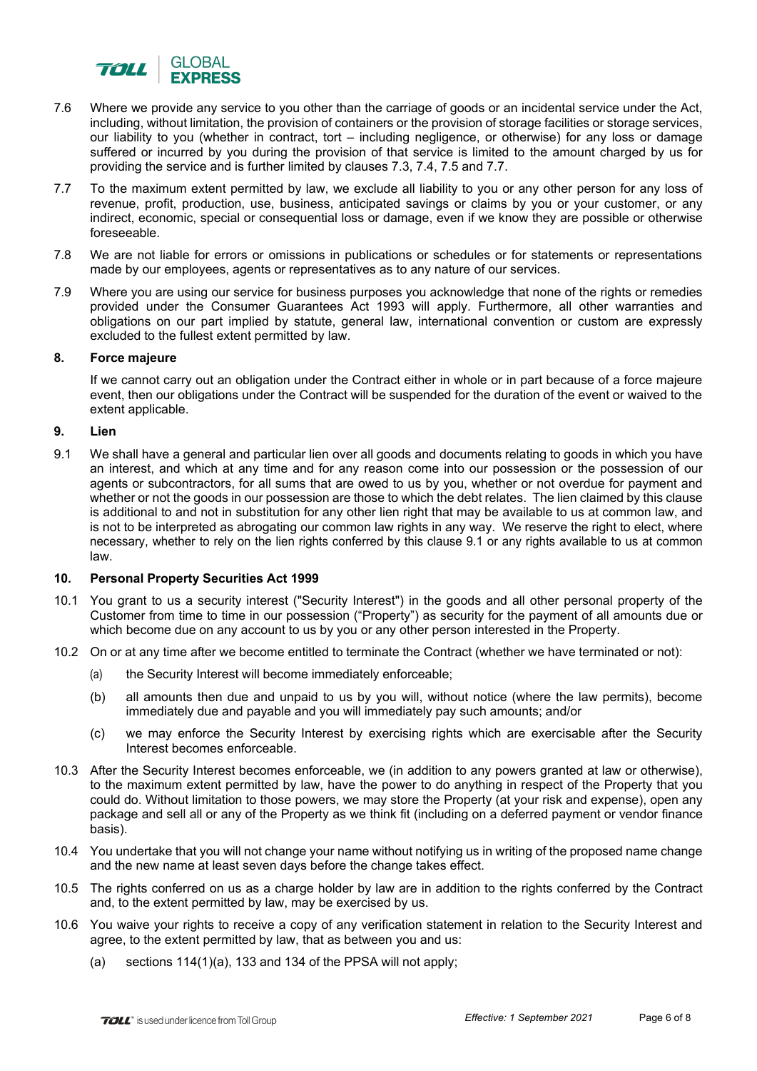7.6 Where we provide any service to you other than the carriage of goods or an incidental service under the Act, including, without limitation, the provision of containers or the provision of storage facilities or storage services, our liability to you (whether in contract, tort – including negligence, or otherwise) for any loss or damage suffered or incurred by you during the provision of that service is limited to the amount charged by us for providing the service and is further limited by clauses 7.3, 7.4, 7.5 and 7.7.

7.7 To the maximum extent permitted by law, we exclude all liability to you or any other person for any loss of revenue, profit, production, use, business, anticipated savings or claims by you or your customer, or any indirect, economic, special or consequential loss or damage, even if we know they are possible or otherwise foreseeable.

7.8 We are not liable for errors or omissions in publications or schedules or for statements or representations made by our employees, agents or representatives as to any nature of our services.

7.9 Where you are using our service for business purposes you acknowledge that none of the rights or remedies provided under the Consumer Guarantees Act 1993 will apply. Furthermore, all other warranties and obligations on our part implied by statute, general law, international convention or custom are expressly excluded to the fullest extent permitted by law.

## 8. Force majeure

If we cannot carry out an obligation under the Contract either in whole or in part because of a force majeure event, then our obligations under the Contract will be suspended for the duration of the event or waived to the extent applicable.

## 9. Lien

9.1 We shall have a general and particular lien over all goods and documents relating to goods in which you have an interest, and which at any time and for any reason come into our possession or the possession of our agents or subcontractors, for all sums that are owed to us by you, whether or not overdue for payment and whether or not the goods in our possession are those to which the debt relates. The lien claimed by this clause is additional to and not in substitution for any other lien right that may be available to us at common law, and is not to be interpreted as abrogating our common law rights in any way. We reserve the right to elect, where necessary, whether to rely on the lien rights conferred by this clause 9.1 or any rights available to us at common law.

## 10. Personal Property Securities Act 1999

10.1 You grant to us a security interest ("Security Interest") in the goods and all other personal property of the Customer from time to time in our possession ("Property") as security for the payment of all amounts due or which become due on any account to us by you or any other person interested in the Property.

10.2 On or at any time after we become entitled to terminate the Contract (whether we have terminated or not):

(a) the Security Interest will become immediately enforceable;

(b) all amounts then due and unpaid to us by you will, without notice (where the law permits), become immediately due and payable and you will immediately pay such amounts; and/or

(c) we may enforce the Security Interest by exercising rights which are exercisable after the Security Interest becomes enforceable.

10.3 After the Security Interest becomes enforceable, we (in addition to any powers granted at law or otherwise), to the maximum extent permitted by law, have the power to do anything in respect of the Property that you could do. Without limitation to those powers, we may store the Property (at your risk and expense), open any package and sell all or any of the Property as we think fit (including on a deferred payment or vendor finance basis).

10.4 You undertake that you will not change your name without notifying us in writing of the proposed name change and the new name at least seven days before the change takes effect.

10.5 The rights conferred on us as a charge holder by law are in addition to the rights conferred by the Contract and, to the extent permitted by law, may be exercised by us.

10.6 You waive your rights to receive a copy of any verification statement in relation to the Security Interest and agree, to the extent permitted by law, that as between you and us:

(a) sections 114(1)(a), 133 and 134 of the PPSA will not apply;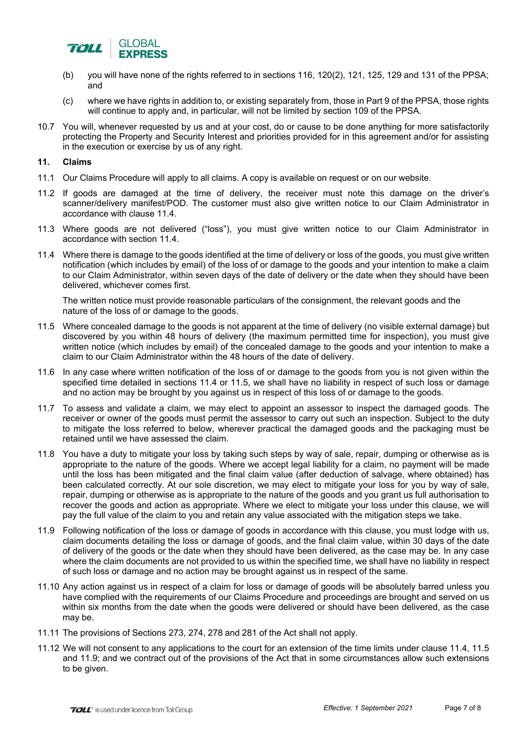(b) you will have none of the rights referred to in sections 116, 120(2), 121, 125, 129 and 131 of the PPSA; and

(c) where we have rights in addition to, or existing separately from, those in Part 9 of the PPSA, those rights will continue to apply and, in particular, will not be limited by section 109 of the PPSA.

10.7 You will, whenever requested by us and at your cost, do or cause to be done anything for more satisfactorily protecting the Property and Security Interest and priorities provided for in this agreement and/or for assisting in the execution or exercise by us of any right.

**11. Claims**

11.1 Our Claims Procedure will apply to all claims. A copy is available on request or on our website.

11.2 If goods are damaged at the time of delivery, the receiver must note this damage on the driver's scanner/delivery manifest/POD. The customer must also give written notice to our Claim Administrator in accordance with clause 11.4.

11.3 Where goods are not delivered ("loss"), you must give written notice to our Claim Administrator in accordance with section 11.4.

11.4 Where there is damage to the goods identified at the time of delivery or loss of the goods, you must give written notification (which includes by email) of the loss of or damage to the goods and your intention to make a claim to our Claim Administrator, within seven days of the date of delivery or the date when they should have been delivered, whichever comes first.

The written notice must provide reasonable particulars of the consignment, the relevant goods and the nature of the loss of or damage to the goods.

11.5 Where concealed damage to the goods is not apparent at the time of delivery (no visible external damage) but discovered by you within 48 hours of delivery (the maximum permitted time for inspection), you must give written notice (which includes by email) of the concealed damage to the goods and your intention to make a claim to our Claim Administrator within the 48 hours of the date of delivery.

11.6 In any case where written notification of the loss of or damage to the goods from you is not given within the specified time detailed in sections 11.4 or 11.5, we shall have no liability in respect of such loss or damage and no action may be brought by you against us in respect of this loss of or damage to the goods.

11.7 To assess and validate a claim, we may elect to appoint an assessor to inspect the damaged goods. The receiver or owner of the goods must permit the assessor to carry out such an inspection. Subject to the duty to mitigate the loss referred to below, wherever practical the damaged goods and the packaging must be retained until we have assessed the claim.

11.8 You have a duty to mitigate your loss by taking such steps by way of sale, repair, dumping or otherwise as is appropriate to the nature of the goods. Where we accept legal liability for a claim, no payment will be made until the loss has been mitigated and the final claim value (after deduction of salvage, where obtained) has been calculated correctly. At our sole discretion, we may elect to mitigate your loss for you by way of sale, repair, dumping or otherwise as is appropriate to the nature of the goods and you grant us full authorisation to recover the goods and action as appropriate. Where we elect to mitigate your loss under this clause, we will pay the full value of the claim to you and retain any value associated with the mitigation steps we take.

11.9 Following notification of the loss or damage of goods in accordance with this clause, you must lodge with us, claim documents detailing the loss or damage of goods, and the final claim value, within 30 days of the date of delivery of the goods or the date when they should have been delivered, as the case may be. In any case where the claim documents are not provided to us within the specified time, we shall have no liability in respect of such loss or damage and no action may be brought against us in respect of the same.

11.10 Any action against us in respect of a claim for loss or damage of goods will be absolutely barred unless you have complied with the requirements of our Claims Procedure and proceedings are brought and served on us within six months from the date when the goods were delivered or should have been delivered, as the case may be.

11.11 The provisions of Sections 273, 274, 278 and 281 of the Act shall not apply.

11.12 We will not consent to any applications to the court for an extension of the time limits under clause 11.4, 11.5 and 11.9; and we contract out of the provisions of the Act that in some circumstances allow such extensions to be given.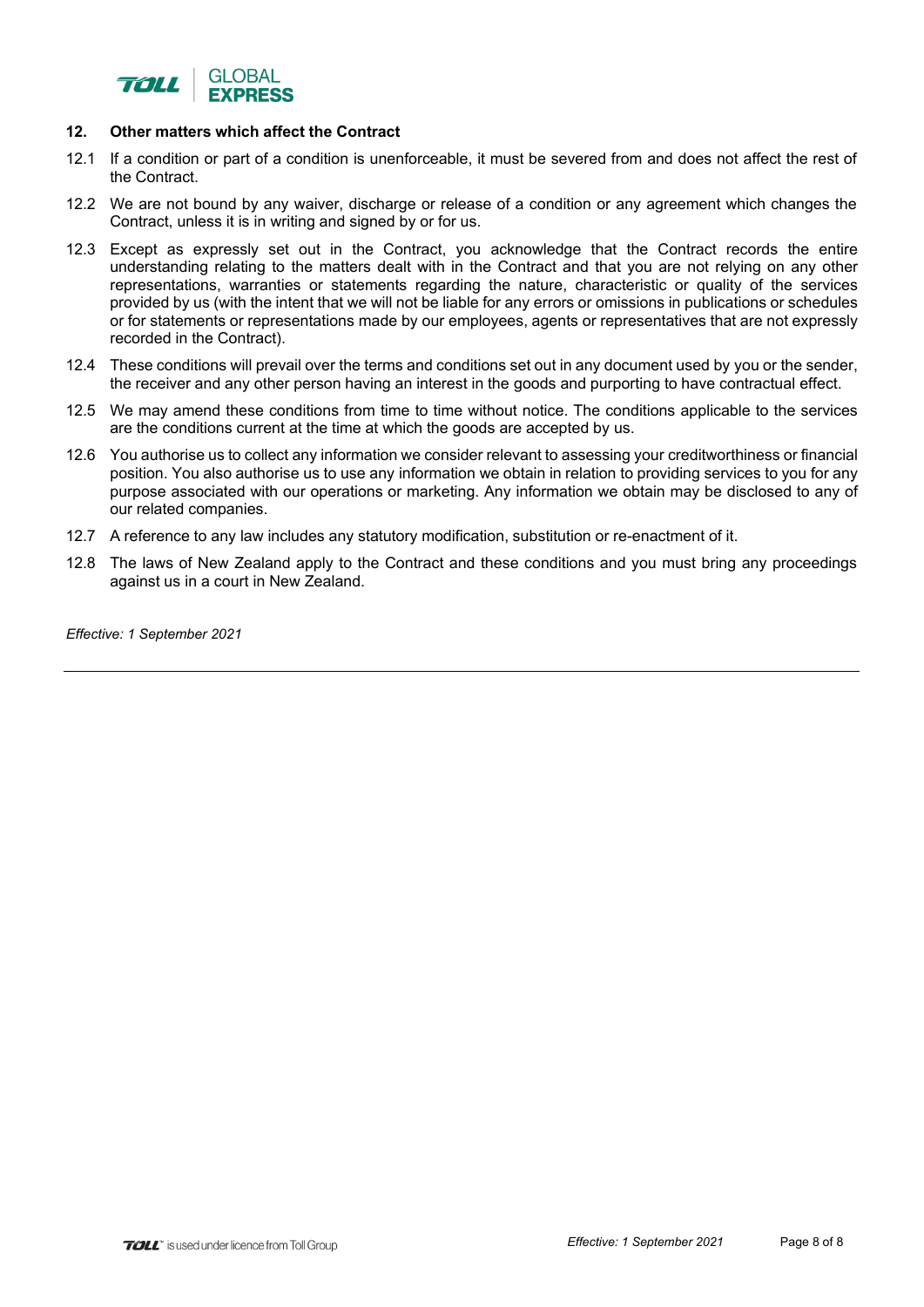## 12. Other matters which affect the Contract

12.1 If a condition or part of a condition is unenforceable, it must be severed from and does not affect the rest of the Contract.

12.2 We are not bound by any waiver, discharge or release of a condition or any agreement which changes the Contract, unless it is in writing and signed by or for us.

12.3 Except as expressly set out in the Contract, you acknowledge that the Contract records the entire understanding relating to the matters dealt with in the Contract and that you are not relying on any other representations, warranties or statements regarding the nature, characteristic or quality of the services provided by us (with the intent that we will not be liable for any errors or omissions in publications or schedules or for statements or representations made by our employees, agents or representatives that are not expressly recorded in the Contract).

12.4 These conditions will prevail over the terms and conditions set out in any document used by you or the sender, the receiver and any other person having an interest in the goods and purporting to have contractual effect.

12.5 We may amend these conditions from time to time without notice. The conditions applicable to the services are the conditions current at the time at which the goods are accepted by us.

12.6 You authorise us to collect any information we consider relevant to assessing your creditworthiness or financial position. You also authorise us to use any information we obtain in relation to providing services to you for any purpose associated with our operations or marketing. Any information we obtain may be disclosed to any of our related companies.

12.7 A reference to any law includes any statutory modification, substitution or re-enactment of it.

12.8 The laws of New Zealand apply to the Contract and these conditions and you must bring any proceedings against us in a court in New Zealand.

*Effective: 1 September 2021*

---